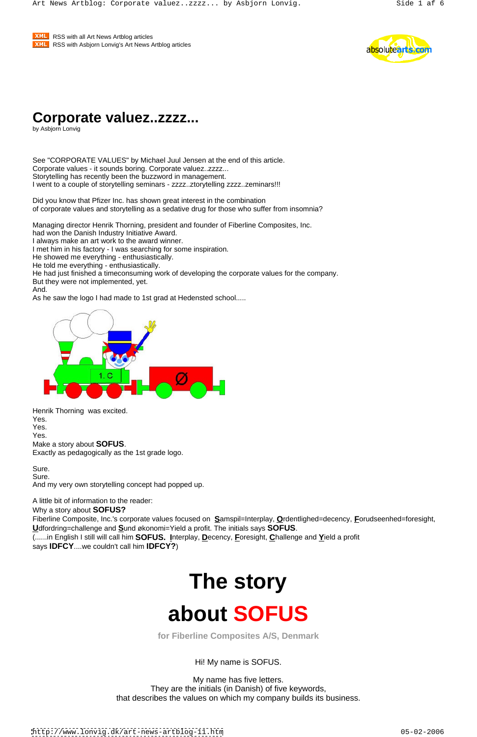RSS with all Art News Artblog articles
RSS with Asbjorn Lonvig's Art News Artblog articles

# Corporate valuez..zzzz...

by Asbjorn Lonvig

See "CORPORATE VALUES" by Michael Juul Jensen at the end of this article.
Corporate values - it sounds boring. Corporate valuez..zzzz...
Storytelling has recently been the buzzword in management.
I went to a couple of storytelling seminars - zzzz..ztorytelling zzzz..zeminars!!!

Did you know that Pfizer Inc. has shown great interest in the combination
of corporate values and storytelling as a sedative drug for those who suffer from insomnia?

Managing director Henrik Thorning, president and founder of Fiberline Composites, Inc.
had won the Danish Industry Initiative Award.
I always make an art work to the award winner.
I met him in his factory - I was searching for some inspiration.
He showed me everything - enthusiastically.
He told me everything - enthusiastically.
He had just finished a timeconsuming work of developing the corporate values for the company.
But they were not implemented, yet.
And.
As he saw the logo I had made to 1st grad at Hedensted school.....

Henrik Thorning was excited.
Yes.
Yes.
Yes.
Make a story about **SOFUS**.
Exactly as pedagogically as the 1st grade logo.

Sure.
Sure.
And my very own storytelling concept had popped up.

A little bit of information to the reader:
Why a story about **SOFUS?**
Fiberline Composite, Inc.'s corporate values focused on **S**amspil=Interplay, **O**rdentlighed=decency, **F**orudseenhed=foresight, **U**dfordring=challenge and **S**und økonomi=Yield a profit. The initials says **SOFUS**.
(......in English I still will call him **SOFUS.** **I**nterplay, **D**ecency, **F**oresight, **C**hallenge and **Y**ield a profit says **IDFCY**....we couldn't call him **IDFCY?**)

# The story about SOFUS

**for Fiberline Composites A/S, Denmark**

Hi! My name is SOFUS.

My name has five letters.
They are the initials (in Danish) of five keywords,
that describes the values on which my company builds its business.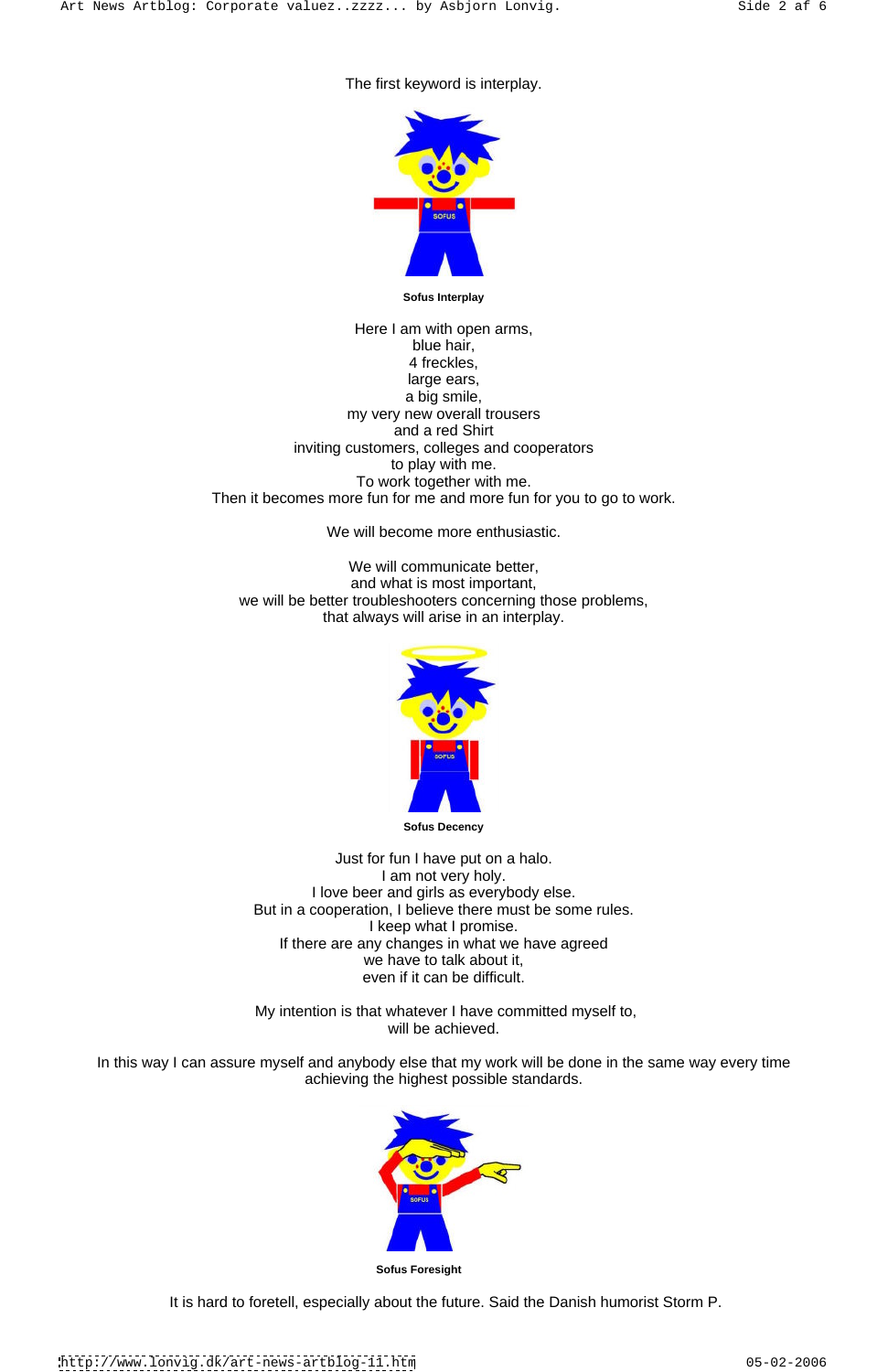The first keyword is interplay.

**Sofus Interplay**

Here I am with open arms,
blue hair,
4 freckles,
large ears,
a big smile,
my very new overall trousers
and a red Shirt
inviting customers, colleges and cooperators
to play with me.
To work together with me.
Then it becomes more fun for me and more fun for you to go to work.

We will become more enthusiastic.

We will communicate better,
and what is most important,
we will be better troubleshooters concerning those problems,
that always will arise in an interplay.

**Sofus Decency**

Just for fun I have put on a halo.
I am not very holy.
I love beer and girls as everybody else.
But in a cooperation, I believe there must be some rules.
I keep what I promise.
If there are any changes in what we have agreed
we have to talk about it,
even if it can be difficult.

My intention is that whatever I have committed myself to,
will be achieved.

In this way I can assure myself and anybody else that my work will be done in the same way every time achieving the highest possible standards.

**Sofus Foresight**

It is hard to foretell, especially about the future. Said the Danish humorist Storm P.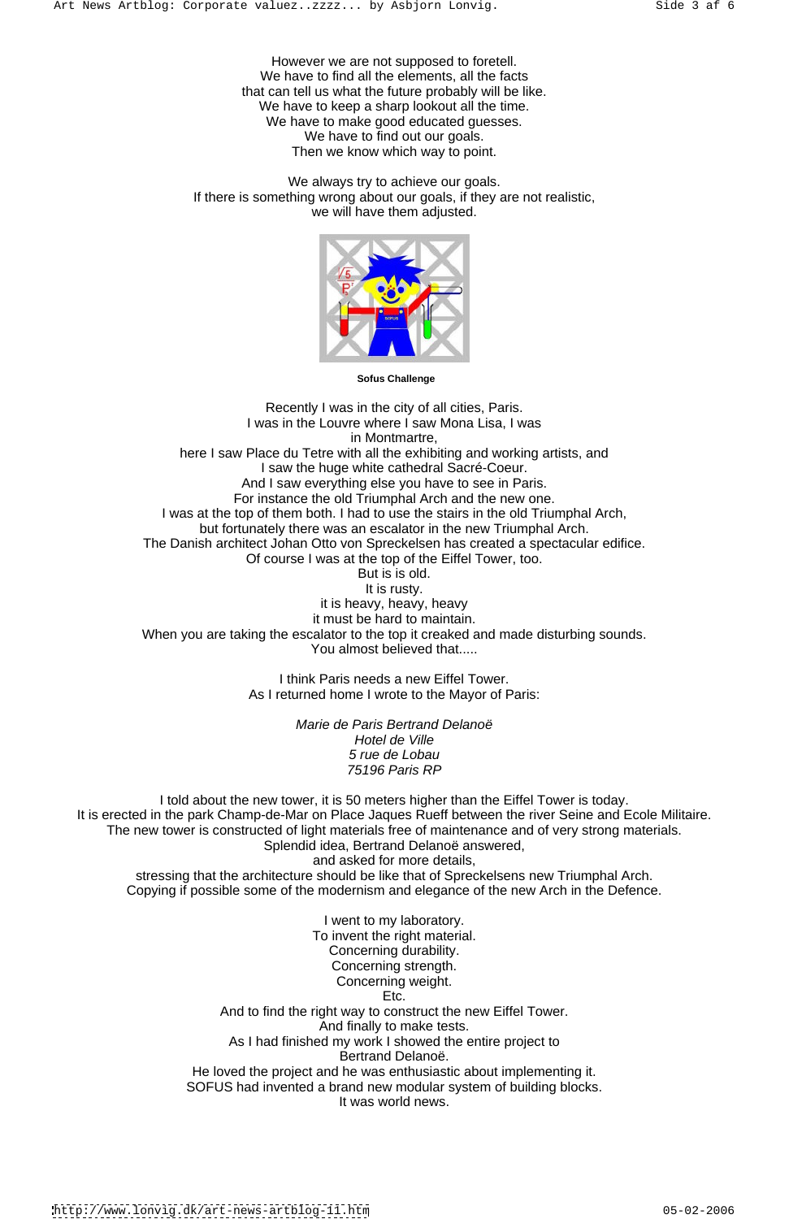However we are not supposed to foretell.
We have to find all the elements, all the facts
that can tell us what the future probably will be like.
We have to keep a sharp lookout all the time.
We have to make good educated guesses.
We have to find out our goals.
Then we know which way to point.

We always try to achieve our goals.
If there is something wrong about our goals, if they are not realistic,
we will have them adjusted.

**Sofus Challenge**

Recently I was in the city of all cities, Paris.
I was in the Louvre where I saw Mona Lisa, I was
in Montmartre,
here I saw Place du Tetre with all the exhibiting and working artists, and
I saw the huge white cathedral Sacré-Coeur.
And I saw everything else you have to see in Paris.
For instance the old Triumphal Arch and the new one.
I was at the top of them both. I had to use the stairs in the old Triumphal Arch,
but fortunately there was an escalator in the new Triumphal Arch.
The Danish architect Johan Otto von Spreckelsen has created a spectacular edifice.
Of course I was at the top of the Eiffel Tower, too.
But is is old.
It is rusty.
it is heavy, heavy, heavy
it must be hard to maintain.
When you are taking the escalator to the top it creaked and made disturbing sounds.
You almost believed that.....

I think Paris needs a new Eiffel Tower.
As I returned home I wrote to the Mayor of Paris:

*Marie de Paris Bertrand Delanoë*
*Hotel de Ville*
*5 rue de Lobau*
*75196 Paris RP*

I told about the new tower, it is 50 meters higher than the Eiffel Tower is today.
It is erected in the park Champ-de-Mar on Place Jaques Rueff between the river Seine and Ecole Militaire.
The new tower is constructed of light materials free of maintenance and of very strong materials.
Splendid idea, Bertrand Delanoë answered,
and asked for more details,
stressing that the architecture should be like that of Spreckelsens new Triumphal Arch.
Copying if possible some of the modernism and elegance of the new Arch in the Defence.

I went to my laboratory.
To invent the right material.
Concerning durability.
Concerning strength.
Concerning weight.
Etc.
And to find the right way to construct the new Eiffel Tower.
And finally to make tests.
As I had finished my work I showed the entire project to
Bertrand Delanoë.
He loved the project and he was enthusiastic about implementing it.
SOFUS had invented a brand new modular system of building blocks.
It was world news.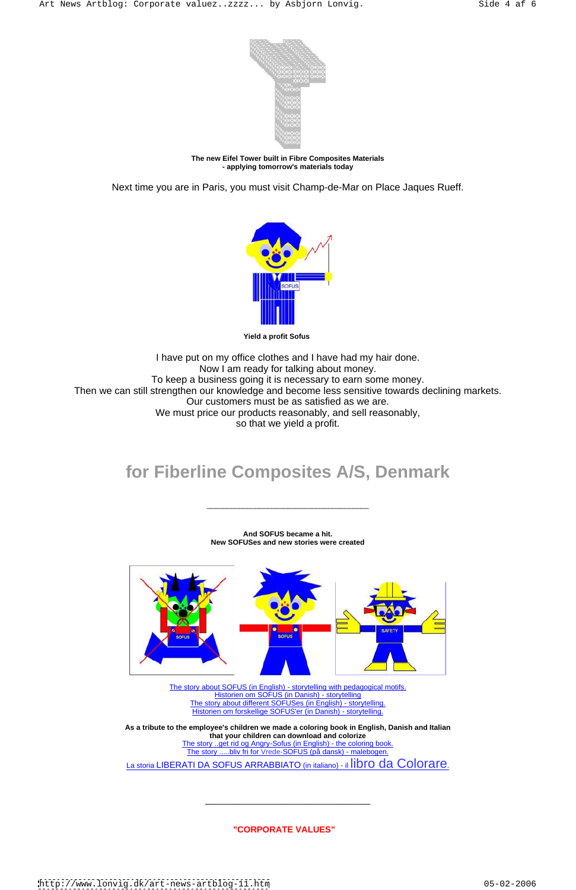**The new Eifel Tower built in Fibre Composites Materials**
**- applying tomorrow's materials today**

Next time you are in Paris, you must visit Champ-de-Mar on Place Jaques Rueff.

**Yield a profit Sofus**

I have put on my office clothes and I have had my hair done.
Now I am ready for talking about money.
To keep a business going it is necessary to earn some money.
Then we can still strengthen our knowledge and become less sensitive towards declining markets.
Our customers must be as satisfied as we are.
We must price our products reasonably, and sell reasonably,
so that we yield a profit.

## for Fiberline Composites A/S, Denmark

---

**And SOFUS became a hit.**
**New SOFUSes and new stories were created**

The story about SOFUS (in English) - storytelling with pedagogical motifs.
Historien om SOFUS (in Danish) - storytelling
The story about different SOFUSes (in English) - storytelling.
Historien om forskellige SOFUS'er (in Danish) - storytelling.

**As a tribute to the employee's children we made a coloring book in English, Danish and Italian that your children can download and colorize**

The story ..get rid og Angry-Sofus (in English) - the coloring book.
The story .....bliv fri for Vrede-SOFUS (på dansk) - malebogen.
La storia LIBERATI DA SOFUS ARRABBIATO (in italiano) - il libro da Colorare.

---

**"CORPORATE VALUES"**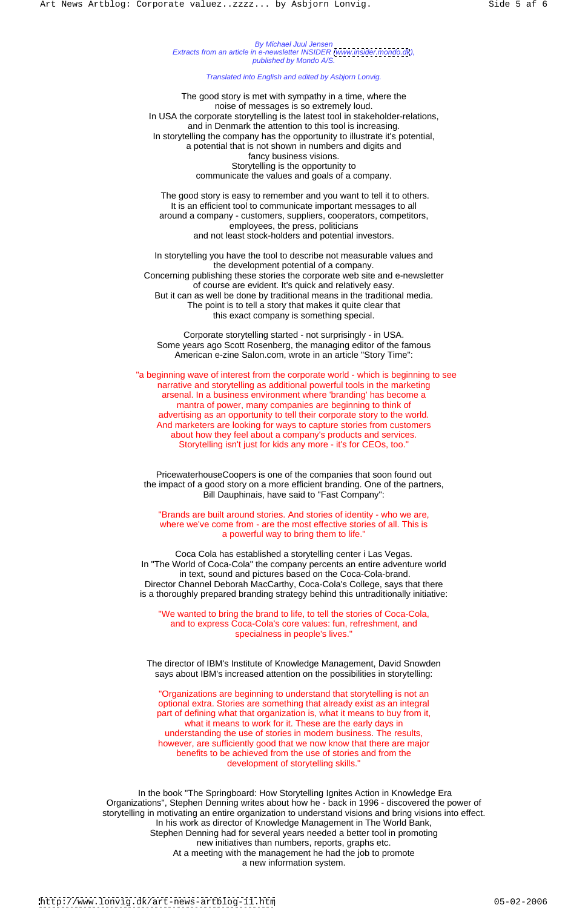*By Michael Juul Jensen*
*Extracts from an article in e-newsletter INSIDER (www.insider.mondo.dk),*
*published by Mondo A/S.*

*Translated into English and edited by Asbjorn Lonvig.*

The good story is met with sympathy in a time, where the noise of messages is so extremely loud.
In USA the corporate storytelling is the latest tool in stakeholder-relations, and in Denmark the attention to this tool is increasing.
In storytelling the company has the opportunity to illustrate it's potential, a potential that is not shown in numbers and digits and fancy business visions.
Storytelling is the opportunity to communicate the values and goals of a company.

The good story is easy to remember and you want to tell it to others.
It is an efficient tool to communicate important messages to all around a company - customers, suppliers, cooperators, competitors, employees, the press, politicians and not least stock-holders and potential investors.

In storytelling you have the tool to describe not measurable values and the development potential of a company.
Concerning publishing these stories the corporate web site and e-newsletter of course are evident. It's quick and relatively easy.
But it can as well be done by traditional means in the traditional media.
The point is to tell a story that makes it quite clear that this exact company is something special.

Corporate storytelling started - not surprisingly - in USA.
Some years ago Scott Rosenberg, the managing editor of the famous American e-zine Salon.com, wrote in an article "Story Time":

"a beginning wave of interest from the corporate world - which is beginning to see narrative and storytelling as additional powerful tools in the marketing arsenal. In a business environment where 'branding' has become a mantra of power, many companies are beginning to think of advertising as an opportunity to tell their corporate story to the world. And marketers are looking for ways to capture stories from customers about how they feel about a company's products and services. Storytelling isn't just for kids any more - it's for CEOs, too."

PricewaterhouseCoopers is one of the companies that soon found out the impact of a good story on a more efficient branding. One of the partners, Bill Dauphinais, have said to "Fast Company":

"Brands are built around stories. And stories of identity - who we are, where we've come from - are the most effective stories of all. This is a powerful way to bring them to life."

Coca Cola has established a storytelling center i Las Vegas.
In "The World of Coca-Cola" the company percents an entire adventure world in text, sound and pictures based on the Coca-Cola-brand.
Director Channel Deborah MacCarthy, Coca-Cola's College, says that there is a thoroughly prepared branding strategy behind this untraditionally initiative:

"We wanted to bring the brand to life, to tell the stories of Coca-Cola, and to express Coca-Cola's core values: fun, refreshment, and specialness in people's lives."

The director of IBM's Institute of Knowledge Management, David Snowden says about IBM's increased attention on the possibilities in storytelling:

"Organizations are beginning to understand that storytelling is not an optional extra. Stories are something that already exist as an integral part of defining what that organization is, what it means to buy from it, what it means to work for it. These are the early days in understanding the use of stories in modern business. The results, however, are sufficiently good that we now know that there are major benefits to be achieved from the use of stories and from the development of storytelling skills."

In the book "The Springboard: How Storytelling Ignites Action in Knowledge Era Organizations", Stephen Denning writes about how he - back in 1996 - discovered the power of storytelling in motivating an entire organization to understand visions and bring visions into effect.
In his work as director of Knowledge Management in The World Bank, Stephen Denning had for several years needed a better tool in promoting new initiatives than numbers, reports, graphs etc.
At a meeting with the management he had the job to promote a new information system.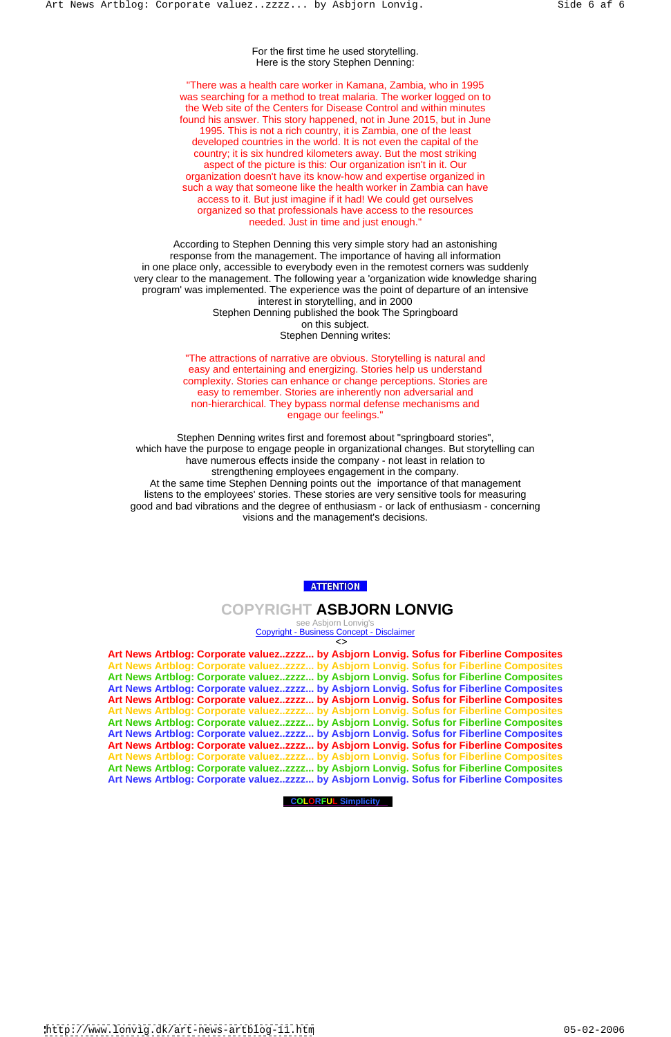For the first time he used storytelling.
Here is the story Stephen Denning:

"There was a health care worker in Kamana, Zambia, who in 1995 was searching for a method to treat malaria. The worker logged on to the Web site of the Centers for Disease Control and within minutes found his answer. This story happened, not in June 2015, but in June 1995. This is not a rich country, it is Zambia, one of the least developed countries in the world. It is not even the capital of the country; it is six hundred kilometers away. But the most striking aspect of the picture is this: Our organization isn't in it. Our organization doesn't have its know-how and expertise organized in such a way that someone like the health worker in Zambia can have access to it. But just imagine if it had! We could get ourselves organized so that professionals have access to the resources needed. Just in time and just enough."

According to Stephen Denning this very simple story had an astonishing response from the management. The importance of having all information in one place only, accessible to everybody even in the remotest corners was suddenly very clear to the management. The following year a 'organization wide knowledge sharing program' was implemented. The experience was the point of departure of an intensive interest in storytelling, and in 2000 Stephen Denning published the book The Springboard on this subject.
Stephen Denning writes:

"The attractions of narrative are obvious. Storytelling is natural and easy and entertaining and energizing. Stories help us understand complexity. Stories can enhance or change perceptions. Stories are easy to remember. Stories are inherently non adversarial and non-hierarchical. They bypass normal defense mechanisms and engage our feelings."

Stephen Denning writes first and foremost about "springboard stories", which have the purpose to engage people in organizational changes. But storytelling can have numerous effects inside the company - not least in relation to strengthening employees engagement in the company.
At the same time Stephen Denning points out the importance of that management listens to the employees' stories. These stories are very sensitive tools for measuring good and bad vibrations and the degree of enthusiasm - or lack of enthusiasm - concerning visions and the management's decisions.

ATTENTION

## COPYRIGHT ASBJORN LONVIG

see Asbjorn Lonvig's
Copyright - Business Concept - Disclaimer
<>

**Art News Artblog: Corporate valuez..zzzz... by Asbjorn Lonvig. Sofus for Fiberline Composites**
**Art News Artblog: Corporate valuez..zzzz... by Asbjorn Lonvig. Sofus for Fiberline Composites**
**Art News Artblog: Corporate valuez..zzzz... by Asbjorn Lonvig. Sofus for Fiberline Composites**
**Art News Artblog: Corporate valuez..zzzz... by Asbjorn Lonvig. Sofus for Fiberline Composites**
**Art News Artblog: Corporate valuez..zzzz... by Asbjorn Lonvig. Sofus for Fiberline Composites**
**Art News Artblog: Corporate valuez..zzzz... by Asbjorn Lonvig. Sofus for Fiberline Composites**
**Art News Artblog: Corporate valuez..zzzz... by Asbjorn Lonvig. Sofus for Fiberline Composites**
**Art News Artblog: Corporate valuez..zzzz... by Asbjorn Lonvig. Sofus for Fiberline Composites**
**Art News Artblog: Corporate valuez..zzzz... by Asbjorn Lonvig. Sofus for Fiberline Composites**
**Art News Artblog: Corporate valuez..zzzz... by Asbjorn Lonvig. Sofus for Fiberline Composites**
**Art News Artblog: Corporate valuez..zzzz... by Asbjorn Lonvig. Sofus for Fiberline Composites**
**Art News Artblog: Corporate valuez..zzzz... by Asbjorn Lonvig. Sofus for Fiberline Composites**

COLORFUL Simplicity